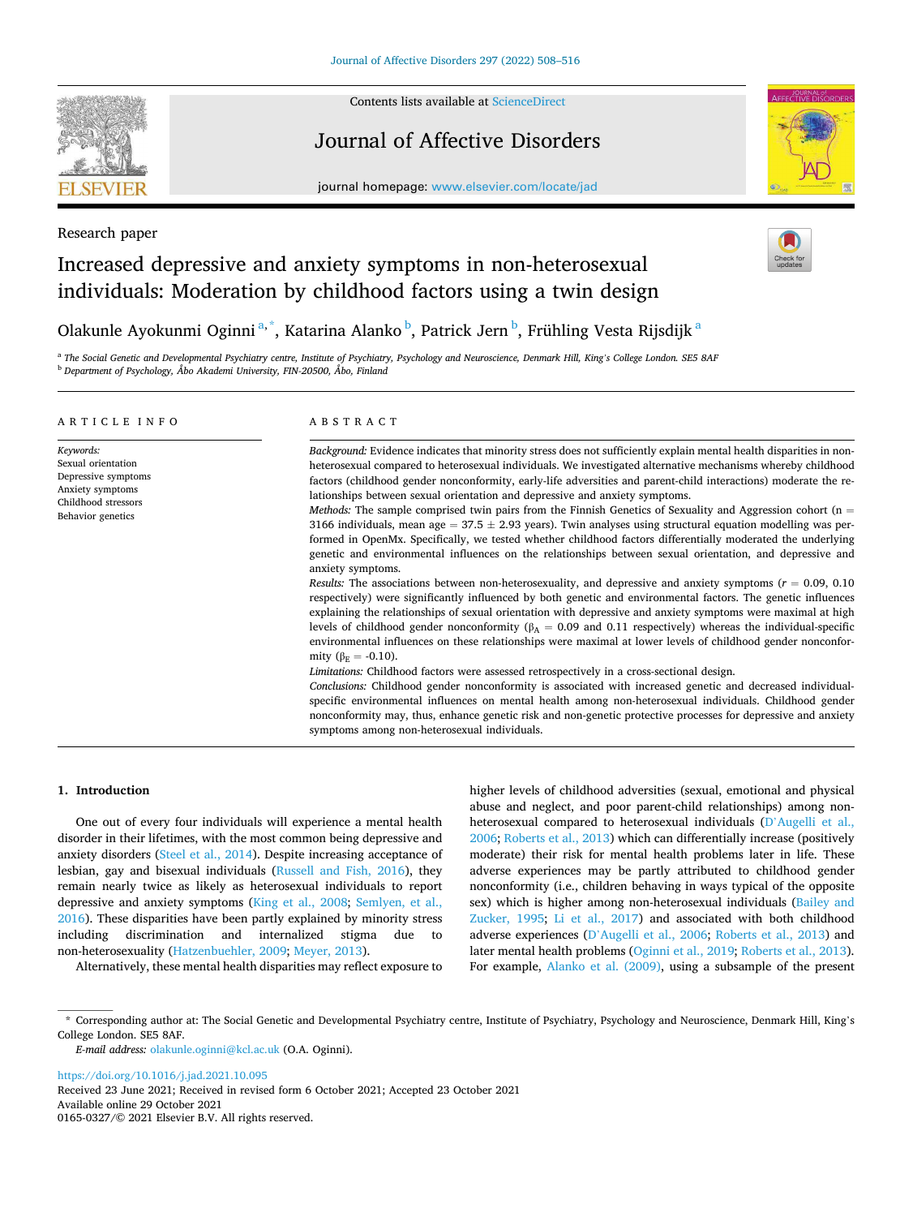Research paper

# Increased depressive and anxiety symptoms in non-heterosexual individuals: Moderation by childhood factors using a twin design

Olakunle Ayokunmi Oginni [a,*], Katarina Alanko [b], Patrick Jern [b], Frühling Vesta Rijsdijk [a]

[a] The Social Genetic and Developmental Psychiatry centre, Institute of Psychiatry, Psychology and Neuroscience, Denmark Hill, King's College London. SE5 8AF

[b] Department of Psychology, Åbo Akademi University, FIN-20500, Åbo, Finland

**ARTICLE INFO**

*Keywords:*
Sexual orientation
Depressive symptoms
Anxiety symptoms
Childhood stressors
Behavior genetics

**ABSTRACT**

*Background:* Evidence indicates that minority stress does not sufficiently explain mental health disparities in non-heterosexual compared to heterosexual individuals. We investigated alternative mechanisms whereby childhood factors (childhood gender nonconformity, early-life adversities and parent-child interactions) moderate the relationships between sexual orientation and depressive and anxiety symptoms.

*Methods:* The sample comprised twin pairs from the Finnish Genetics of Sexuality and Aggression cohort (n = 3166 individuals, mean age = 37.5 ± 2.93 years). Twin analyses using structural equation modelling was performed in OpenMx. Specifically, we tested whether childhood factors differentially moderated the underlying genetic and environmental influences on the relationships between sexual orientation, and depressive and anxiety symptoms.

*Results:* The associations between non-heterosexuality, and depressive and anxiety symptoms ($r$ = 0.09, 0.10 respectively) were significantly influenced by both genetic and environmental factors. The genetic influences explaining the relationships of sexual orientation with depressive and anxiety symptoms were maximal at high levels of childhood gender nonconformity ($\beta_A$ = 0.09 and 0.11 respectively) whereas the individual-specific environmental influences on these relationships were maximal at lower levels of childhood gender nonconformity ($\beta_E$ = -0.10).

*Limitations:* Childhood factors were assessed retrospectively in a cross-sectional design.

*Conclusions:* Childhood gender nonconformity is associated with increased genetic and decreased individual-specific environmental influences on mental health among non-heterosexual individuals. Childhood gender nonconformity may, thus, enhance genetic risk and non-genetic protective processes for depressive and anxiety symptoms among non-heterosexual individuals.

## 1. Introduction

One out of every four individuals will experience a mental health disorder in their lifetimes, with the most common being depressive and anxiety disorders (Steel et al., 2014). Despite increasing acceptance of lesbian, gay and bisexual individuals (Russell and Fish, 2016), they remain nearly twice as likely as heterosexual individuals to report depressive and anxiety symptoms (King et al., 2008; Semlyen, et al., 2016). These disparities have been partly explained by minority stress including discrimination and internalized stigma due to non-heterosexuality (Hatzenbuehler, 2009; Meyer, 2013).

Alternatively, these mental health disparities may reflect exposure to higher levels of childhood adversities (sexual, emotional and physical abuse and neglect, and poor parent-child relationships) among non-heterosexual compared to heterosexual individuals (D'Augelli et al., 2006; Roberts et al., 2013) which can differentially increase (positively moderate) their risk for mental health problems later in life. These adverse experiences may be partly attributed to childhood gender nonconformity (i.e., children behaving in ways typical of the opposite sex) which is higher among non-heterosexual individuals (Bailey and Zucker, 1995; Li et al., 2017) and associated with both childhood adverse experiences (D'Augelli et al., 2006; Roberts et al., 2013) and later mental health problems (Oginni et al., 2019; Roberts et al., 2013). For example, Alanko et al. (2009), using a subsample of the present

* Corresponding author at: The Social Genetic and Developmental Psychiatry centre, Institute of Psychiatry, Psychology and Neuroscience, Denmark Hill, King's College London. SE5 8AF.

*E-mail address:* olakunle.oginni@kcl.ac.uk (O.A. Oginni).

https://doi.org/10.1016/j.jad.2021.10.095

Received 23 June 2021; Received in revised form 6 October 2021; Accepted 23 October 2021

Available online 29 October 2021

0165-0327/© 2021 Elsevier B.V. All rights reserved.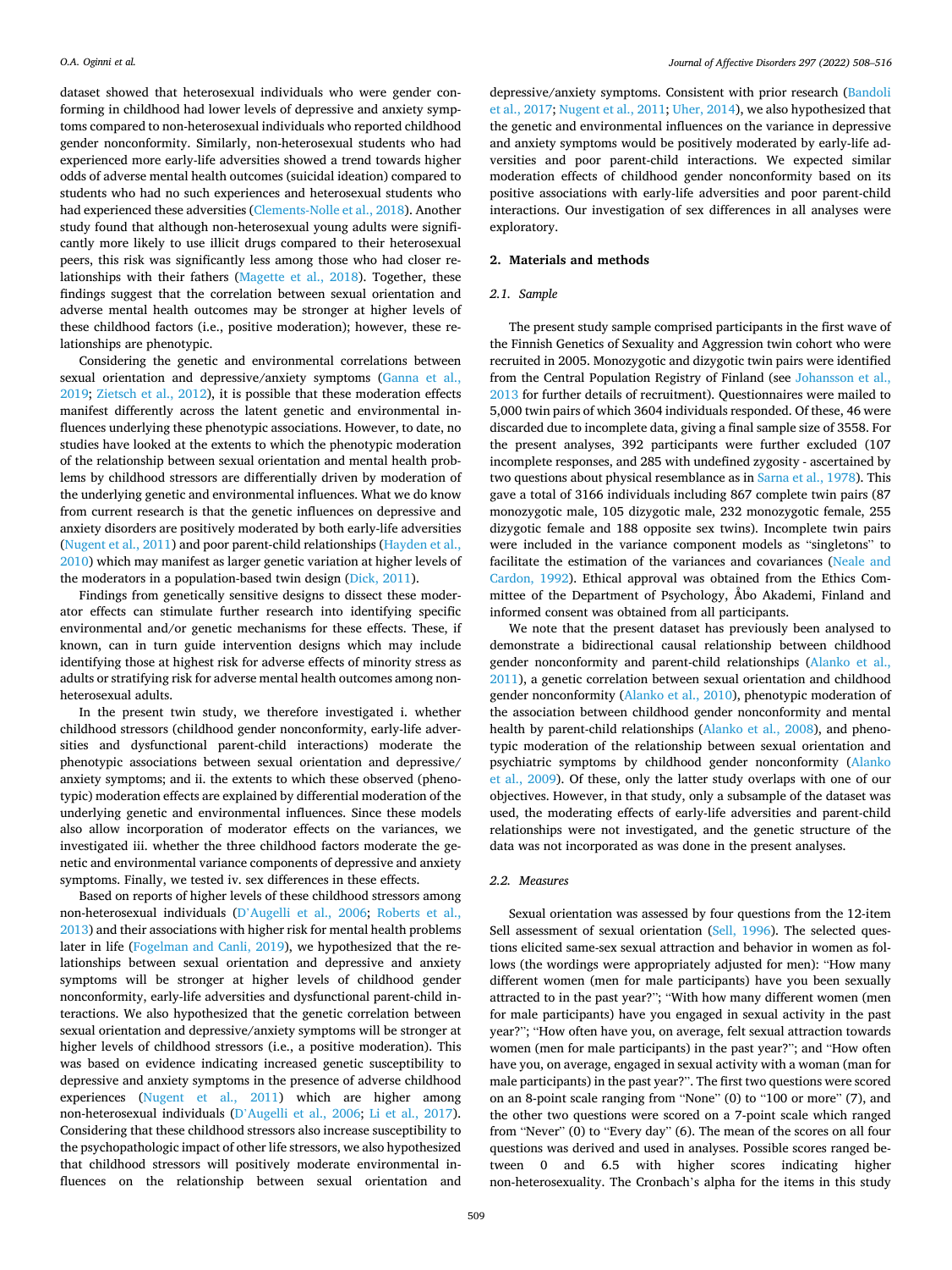dataset showed that heterosexual individuals who were gender conforming in childhood had lower levels of depressive and anxiety symptoms compared to non-heterosexual individuals who reported childhood gender nonconformity. Similarly, non-heterosexual students who had experienced more early-life adversities showed a trend towards higher odds of adverse mental health outcomes (suicidal ideation) compared to students who had no such experiences and heterosexual students who had experienced these adversities (Clements-Nolle et al., 2018). Another study found that although non-heterosexual young adults were significantly more likely to use illicit drugs compared to their heterosexual peers, this risk was significantly less among those who had closer relationships with their fathers (Magette et al., 2018). Together, these findings suggest that the correlation between sexual orientation and adverse mental health outcomes may be stronger at higher levels of these childhood factors (i.e., positive moderation); however, these relationships are phenotypic.

Considering the genetic and environmental correlations between sexual orientation and depressive/anxiety symptoms (Ganna et al., 2019; Zietsch et al., 2012), it is possible that these moderation effects manifest differently across the latent genetic and environmental influences underlying these phenotypic associations. However, to date, no studies have looked at the extents to which the phenotypic moderation of the relationship between sexual orientation and mental health problems by childhood stressors are differentially driven by moderation of the underlying genetic and environmental influences. What we do know from current research is that the genetic influences on depressive and anxiety disorders are positively moderated by both early-life adversities (Nugent et al., 2011) and poor parent-child relationships (Hayden et al., 2010) which may manifest as larger genetic variation at higher levels of the moderators in a population-based twin design (Dick, 2011).

Findings from genetically sensitive designs to dissect these moderator effects can stimulate further research into identifying specific environmental and/or genetic mechanisms for these effects. These, if known, can in turn guide intervention designs which may include identifying those at highest risk for adverse effects of minority stress as adults or stratifying risk for adverse mental health outcomes among non-heterosexual adults.

In the present twin study, we therefore investigated i. whether childhood stressors (childhood gender nonconformity, early-life adversities and dysfunctional parent-child interactions) moderate the phenotypic associations between sexual orientation and depressive/anxiety symptoms; and ii. the extents to which these observed (phenotypic) moderation effects are explained by differential moderation of the underlying genetic and environmental influences. Since these models also allow incorporation of moderator effects on the variances, we investigated iii. whether the three childhood factors moderate the genetic and environmental variance components of depressive and anxiety symptoms. Finally, we tested iv. sex differences in these effects.

Based on reports of higher levels of these childhood stressors among non-heterosexual individuals (D'Augelli et al., 2006; Roberts et al., 2013) and their associations with higher risk for mental health problems later in life (Fogelman and Canli, 2019), we hypothesized that the relationships between sexual orientation and depressive and anxiety symptoms will be stronger at higher levels of childhood gender nonconformity, early-life adversities and dysfunctional parent-child interactions. We also hypothesized that the genetic correlation between sexual orientation and depressive/anxiety symptoms will be stronger at higher levels of childhood stressors (i.e., a positive moderation). This was based on evidence indicating increased genetic susceptibility to depressive and anxiety symptoms in the presence of adverse childhood experiences (Nugent et al., 2011) which are higher among non-heterosexual individuals (D'Augelli et al., 2006; Li et al., 2017). Considering that these childhood stressors also increase susceptibility to the psychopathologic impact of other life stressors, we also hypothesized that childhood stressors will positively moderate environmental influences on the relationship between sexual orientation and depressive/anxiety symptoms. Consistent with prior research (Bandoli et al., 2017; Nugent et al., 2011; Uher, 2014), we also hypothesized that the genetic and environmental influences on the variance in depressive and anxiety symptoms would be positively moderated by early-life adversities and poor parent-child interactions. We expected similar moderation effects of childhood gender nonconformity based on its positive associations with early-life adversities and poor parent-child interactions. Our investigation of sex differences in all analyses were exploratory.

## 2. Materials and methods

### 2.1. Sample

The present study sample comprised participants in the first wave of the Finnish Genetics of Sexuality and Aggression twin cohort who were recruited in 2005. Monozygotic and dizygotic twin pairs were identified from the Central Population Registry of Finland (see Johansson et al., 2013 for further details of recruitment). Questionnaires were mailed to 5,000 twin pairs of which 3604 individuals responded. Of these, 46 were discarded due to incomplete data, giving a final sample size of 3558. For the present analyses, 392 participants were further excluded (107 incomplete responses, and 285 with undefined zygosity - ascertained by two questions about physical resemblance as in Sarna et al., 1978). This gave a total of 3166 individuals including 867 complete twin pairs (87 monozygotic male, 105 dizygotic male, 232 monozygotic female, 255 dizygotic female and 188 opposite sex twins). Incomplete twin pairs were included in the variance component models as "singletons" to facilitate the estimation of the variances and covariances (Neale and Cardon, 1992). Ethical approval was obtained from the Ethics Committee of the Department of Psychology, Åbo Akademi, Finland and informed consent was obtained from all participants.

We note that the present dataset has previously been analysed to demonstrate a bidirectional causal relationship between childhood gender nonconformity and parent-child relationships (Alanko et al., 2011), a genetic correlation between sexual orientation and childhood gender nonconformity (Alanko et al., 2010), phenotypic moderation of the association between childhood gender nonconformity and mental health by parent-child relationships (Alanko et al., 2008), and phenotypic moderation of the relationship between sexual orientation and psychiatric symptoms by childhood gender nonconformity (Alanko et al., 2009). Of these, only the latter study overlaps with one of our objectives. However, in that study, only a subsample of the dataset was used, the moderating effects of early-life adversities and parent-child relationships were not investigated, and the genetic structure of the data was not incorporated as was done in the present analyses.

### 2.2. Measures

Sexual orientation was assessed by four questions from the 12-item Sell assessment of sexual orientation (Sell, 1996). The selected questions elicited same-sex sexual attraction and behavior in women as follows (the wordings were appropriately adjusted for men): "How many different women (men for male participants) have you been sexually attracted to in the past year?"; "With how many different women (men for male participants) have you engaged in sexual activity in the past year?"; "How often have you, on average, felt sexual attraction towards women (men for male participants) in the past year?"; and "How often have you, on average, engaged in sexual activity with a woman (man for male participants) in the past year?". The first two questions were scored on an 8-point scale ranging from "None" (0) to "100 or more" (7), and the other two questions were scored on a 7-point scale which ranged from "Never" (0) to "Every day" (6). The mean of the scores on all four questions was derived and used in analyses. Possible scores ranged between 0 and 6.5 with higher scores indicating higher non-heterosexuality. The Cronbach's alpha for the items in this study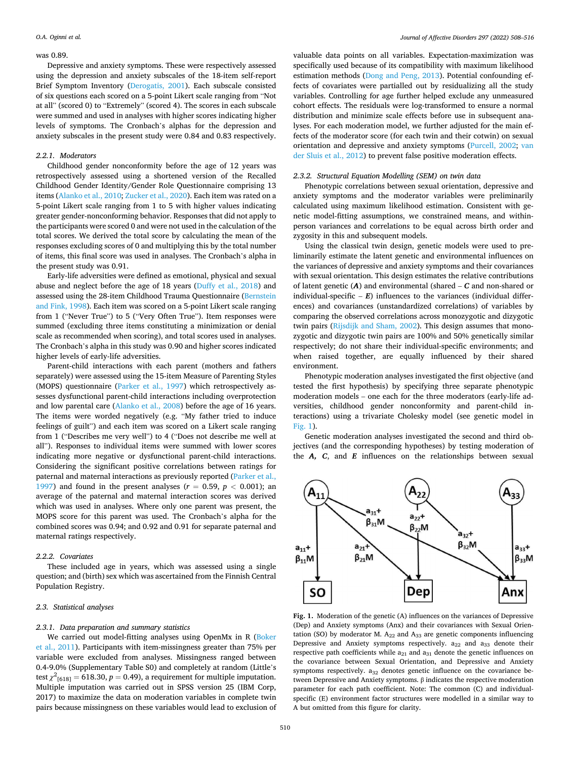was 0.89.

Depressive and anxiety symptoms. These were respectively assessed using the depression and anxiety subscales of the 18-item self-report Brief Symptom Inventory (Derogatis, 2001). Each subscale consisted of six questions each scored on a 5-point Likert scale ranging from "Not at all" (scored 0) to "Extremely" (scored 4). The scores in each subscale were summed and used in analyses with higher scores indicating higher levels of symptoms. The Cronbach's alphas for the depression and anxiety subscales in the present study were 0.84 and 0.83 respectively.

#### 2.2.1. Moderators

Childhood gender nonconformity before the age of 12 years was retrospectively assessed using a shortened version of the Recalled Childhood Gender Identity/Gender Role Questionnaire comprising 13 items (Alanko et al., 2010; Zucker et al., 2020). Each item was rated on a 5-point Likert scale ranging from 1 to 5 with higher values indicating greater gender-nonconforming behavior. Responses that did not apply to the participants were scored 0 and were not used in the calculation of the total scores. We derived the total score by calculating the mean of the responses excluding scores of 0 and multiplying this by the total number of items, this final score was used in analyses. The Cronbach's alpha in the present study was 0.91.

Early-life adversities were defined as emotional, physical and sexual abuse and neglect before the age of 18 years (Duffy et al., 2018) and assessed using the 28-item Childhood Trauma Questionnaire (Bernstein and Fink, 1998). Each item was scored on a 5-point Likert scale ranging from 1 ("Never True") to 5 ("Very Often True"). Item responses were summed (excluding three items constituting a minimization or denial scale as recommended when scoring), and total scores used in analyses. The Cronbach's alpha in this study was 0.90 and higher scores indicated higher levels of early-life adversities.

Parent-child interactions with each parent (mothers and fathers separately) were assessed using the 15-item Measure of Parenting Styles (MOPS) questionnaire (Parker et al., 1997) which retrospectively assesses dysfunctional parent-child interactions including overprotection and low parental care (Alanko et al., 2008) before the age of 16 years. The items were worded negatively (e.g. "My father tried to induce feelings of guilt") and each item was scored on a Likert scale ranging from 1 ("Describes me very well") to 4 ("Does not describe me well at all"). Responses to individual items were summed with lower scores indicating more negative or dysfunctional parent-child interactions. Considering the significant positive correlations between ratings for paternal and maternal interactions as previously reported (Parker et al., 1997) and found in the present analyses ($r = 0.59$, $p < 0.001$); an average of the paternal and maternal interaction scores was derived which was used in analyses. Where only one parent was present, the MOPS score for this parent was used. The Cronbach's alpha for the combined scores was 0.94; and 0.92 and 0.91 for separate paternal and maternal ratings respectively.

#### 2.2.2. Covariates

These included age in years, which was assessed using a single question; and (birth) sex which was ascertained from the Finnish Central Population Registry.

### 2.3. Statistical analyses

#### 2.3.1. Data preparation and summary statistics

We carried out model-fitting analyses using OpenMx in R (Boker et al., 2011). Participants with item-missingness greater than 75% per variable were excluded from analyses. Missingness ranged between 0.4-9.0% (Supplementary Table S0) and completely at random (Little's test $\chi^2_{[618]} = 618.30$, $p = 0.49$), a requirement for multiple imputation. Multiple imputation was carried out in SPSS version 25 (IBM Corp, 2017) to maximize the data on moderation variables in complete twin pairs because missingness on these variables would lead to exclusion of valuable data points on all variables. Expectation-maximization was specifically used because of its compatibility with maximum likelihood estimation methods (Dong and Peng, 2013). Potential confounding effects of covariates were partialled out by residualizing all the study variables. Controlling for age further helped exclude any unmeasured cohort effects. The residuals were log-transformed to ensure a normal distribution and minimize scale effects before use in subsequent analyses. For each moderation model, we further adjusted for the main effects of the moderator score (for each twin and their cotwin) on sexual orientation and depressive and anxiety symptoms (Purcell, 2002; van der Sluis et al., 2012) to prevent false positive moderation effects.

#### 2.3.2. Structural Equation Modelling (SEM) on twin data

Phenotypic correlations between sexual orientation, depressive and anxiety symptoms and the moderator variables were preliminarily calculated using maximum likelihood estimation. Consistent with genetic model-fitting assumptions, we constrained means, and within-person variances and correlations to be equal across birth order and zygosity in this and subsequent models.

Using the classical twin design, genetic models were used to preliminarily estimate the latent genetic and environmental influences on the variances of depressive and anxiety symptoms and their covariances with sexual orientation. This design estimates the relative contributions of latent genetic (***A***) and environmental (shared – ***C*** and non-shared or individual-specific – ***E***) influences on the variances (individual differences) and covariances (unstandardized correlations) of variables by comparing the observed correlations across monozygotic and dizygotic twin pairs (Rijsdijk and Sham, 2002). This design assumes that monozygotic and dizygotic twin pairs are 100% and 50% genetically similar respectively; do not share their individual-specific environments; and when raised together, are equally influenced by their shared environment.

Phenotypic moderation analyses investigated the first objective (and tested the first hypothesis) by specifying three separate phenotypic moderation models – one each for the three moderators (early-life adversities, childhood gender nonconformity and parent-child interactions) using a trivariate Cholesky model (see genetic model in Fig. 1).

Genetic moderation analyses investigated the second and third objectives (and the corresponding hypotheses) by testing moderation of the ***A***, ***C***, and ***E*** influences on the relationships between sexual

**Fig. 1.** Moderation of the genetic (A) influences on the variances of Depressive (Dep) and Anxiety symptoms (Anx) and their covariances with Sexual Orientation (SO) by moderator M. $A_{22}$ and $A_{33}$ are genetic components influencing Depressive and Anxiety symptoms respectively. $a_{22}$ and $a_{33}$ denote their respective path coefficients while $a_{21}$ and $a_{31}$ denote the genetic influences on the covariance between Sexual Orientation, and Depressive and Anxiety symptoms respectively. $a_{32}$ denotes genetic influence on the covariance between Depressive and Anxiety symptoms. β indicates the respective moderation parameter for each path coefficient. Note: The common (C) and individual-specific (E) environment factor structures were modelled in a similar way to A but omitted from this figure for clarity.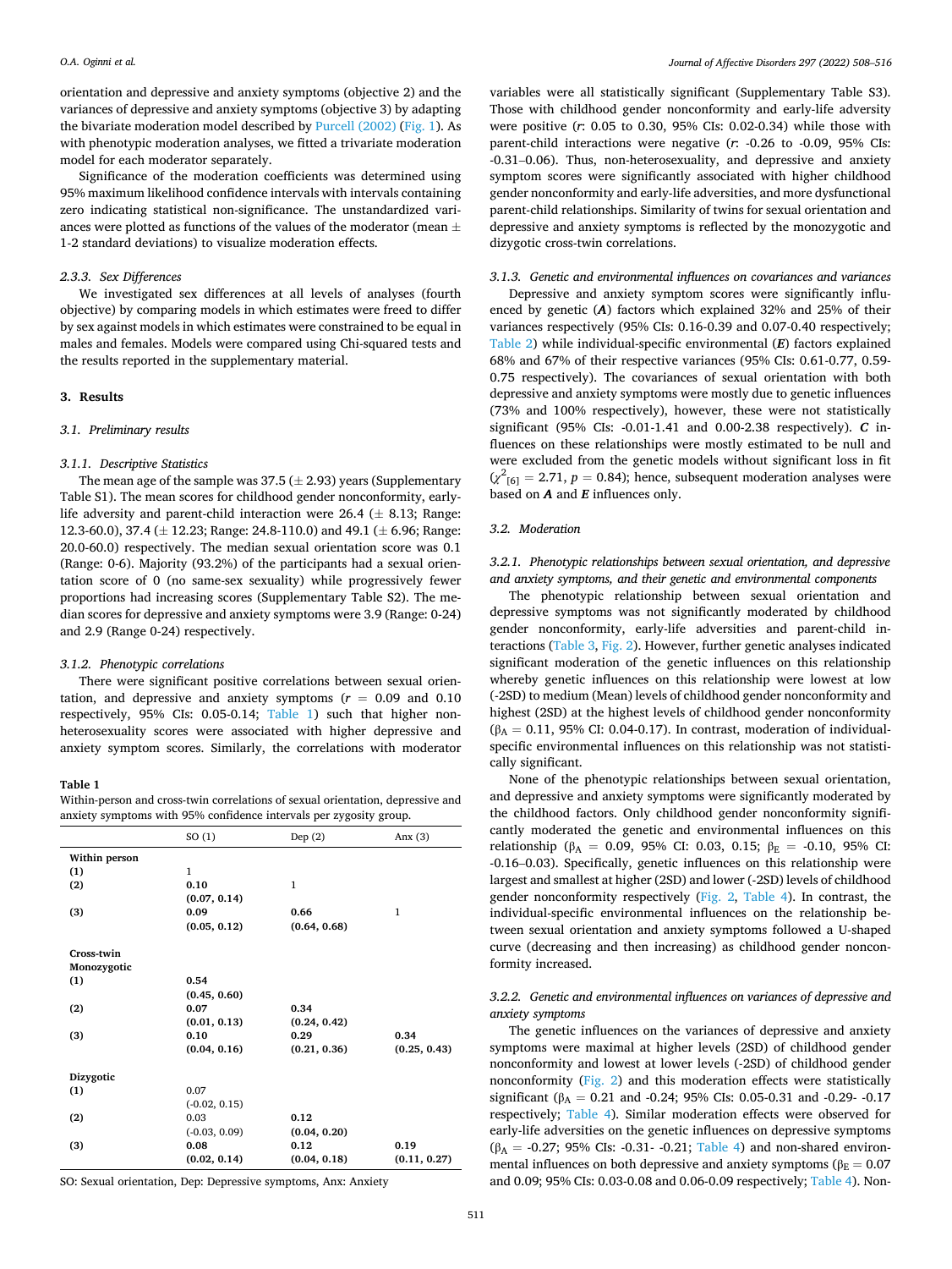orientation and depressive and anxiety symptoms (objective 2) and the variances of depressive and anxiety symptoms (objective 3) by adapting the bivariate moderation model described by Purcell (2002) (Fig. 1). As with phenotypic moderation analyses, we fitted a trivariate moderation model for each moderator separately.

Significance of the moderation coefficients was determined using 95% maximum likelihood confidence intervals with intervals containing zero indicating statistical non-significance. The unstandardized variances were plotted as functions of the values of the moderator (mean ± 1-2 standard deviations) to visualize moderation effects.

#### 2.3.3. Sex Differences

We investigated sex differences at all levels of analyses (fourth objective) by comparing models in which estimates were freed to differ by sex against models in which estimates were constrained to be equal in males and females. Models were compared using Chi-squared tests and the results reported in the supplementary material.

## 3. Results

### 3.1. Preliminary results

#### 3.1.1. Descriptive Statistics

The mean age of the sample was 37.5 (± 2.93) years (Supplementary Table S1). The mean scores for childhood gender nonconformity, early-life adversity and parent-child interaction were 26.4 (± 8.13; Range: 12.3-60.0), 37.4 (± 12.23; Range: 24.8-110.0) and 49.1 (± 6.96; Range: 20.0-60.0) respectively. The median sexual orientation score was 0.1 (Range: 0-6). Majority (93.2%) of the participants had a sexual orientation score of 0 (no same-sex sexuality) while progressively fewer proportions had increasing scores (Supplementary Table S2). The median scores for depressive and anxiety symptoms were 3.9 (Range: 0-24) and 2.9 (Range 0-24) respectively.

#### 3.1.2. Phenotypic correlations

There were significant positive correlations between sexual orientation, and depressive and anxiety symptoms ($r$ = 0.09 and 0.10 respectively, 95% CIs: 0.05-0.14; Table 1) such that higher non-heterosexuality scores were associated with higher depressive and anxiety symptom scores. Similarly, the correlations with moderator variables were all statistically significant (Supplementary Table S3). Those with childhood gender nonconformity and early-life adversity were positive ($r$: 0.05 to 0.30, 95% CIs: 0.02-0.34) while those with parent-child interactions were negative ($r$: -0.26 to -0.09, 95% CIs: -0.31–0.06). Thus, non-heterosexuality, and depressive and anxiety symptom scores were significantly associated with higher childhood gender nonconformity and early-life adversities, and more dysfunctional parent-child relationships. Similarity of twins for sexual orientation and depressive and anxiety symptoms is reflected by the monozygotic and dizygotic cross-twin correlations.

**Table 1**
Within-person and cross-twin correlations of sexual orientation, depressive and anxiety symptoms with 95% confidence intervals per zygosity group.

| | SO (1) | Dep (2) | Anx (3) |
|---|---|---|---|
| **Within person** | | | |
| **(1)** | 1 | | |
| **(2)** | **0.10** | 1 | |
| | **(0.07, 0.14)** | | |
| **(3)** | **0.09** | **0.66** | 1 |
| | **(0.05, 0.12)** | **(0.64, 0.68)** | |
| **Cross-twin** | | | |
| **Monozygotic** | | | |
| **(1)** | **0.54** | | |
| | **(0.45, 0.60)** | | |
| **(2)** | **0.07** | **0.34** | |
| | **(0.01, 0.13)** | **(0.24, 0.42)** | |
| **(3)** | **0.10** | **0.29** | **0.34** |
| | **(0.04, 0.16)** | **(0.21, 0.36)** | **(0.25, 0.43)** |
| **Dizygotic** | | | |
| **(1)** | 0.07 | | |
| | (-0.02, 0.15) | | |
| **(2)** | 0.03 | **0.12** | |
| | (-0.03, 0.09) | **(0.04, 0.20)** | |
| **(3)** | **0.08** | **0.12** | **0.19** |
| | **(0.02, 0.14)** | **(0.04, 0.18)** | **(0.11, 0.27)** |

SO: Sexual orientation, Dep: Depressive symptoms, Anx: Anxiety

#### 3.1.3. Genetic and environmental influences on covariances and variances

Depressive and anxiety symptom scores were significantly influenced by genetic (***A***) factors which explained 32% and 25% of their variances respectively (95% CIs: 0.16-0.39 and 0.07-0.40 respectively; Table 2) while individual-specific environmental (***E***) factors explained 68% and 67% of their respective variances (95% CIs: 0.61-0.77, 0.59-0.75 respectively). The covariances of sexual orientation with both depressive and anxiety symptoms were mostly due to genetic influences (73% and 100% respectively), however, these were not statistically significant (95% CIs: -0.01-1.41 and 0.00-2.38 respectively). ***C*** influences on these relationships were mostly estimated to be null and were excluded from the genetic models without significant loss in fit ($\chi^2_{[6]} = 2.71$, $p = 0.84$); hence, subsequent moderation analyses were based on ***A*** and ***E*** influences only.

### 3.2. Moderation

#### 3.2.1. Phenotypic relationships between sexual orientation, and depressive and anxiety symptoms, and their genetic and environmental components

The phenotypic relationship between sexual orientation and depressive symptoms was not significantly moderated by childhood gender nonconformity, early-life adversities and parent-child interactions (Table 3, Fig. 2). However, further genetic analyses indicated significant moderation of the genetic influences on this relationship whereby genetic influences on this relationship were lowest at low (-2SD) to medium (Mean) levels of childhood gender nonconformity and highest (2SD) at the highest levels of childhood gender nonconformity ($\beta_A$ = 0.11, 95% CI: 0.04-0.17). In contrast, moderation of individual-specific environmental influences on this relationship was not statistically significant.

None of the phenotypic relationships between sexual orientation, and depressive and anxiety symptoms were significantly moderated by the childhood factors. Only childhood gender nonconformity significantly moderated the genetic and environmental influences on this relationship ($\beta_A$ = 0.09, 95% CI: 0.03, 0.15; $\beta_E$ = -0.10, 95% CI: -0.16–0.03). Specifically, genetic influences on this relationship were largest and smallest at higher (2SD) and lower (-2SD) levels of childhood gender nonconformity respectively (Fig. 2, Table 4). In contrast, the individual-specific environmental influences on the relationship between sexual orientation and anxiety symptoms followed a U-shaped curve (decreasing and then increasing) as childhood gender nonconformity increased.

#### 3.2.2. Genetic and environmental influences on variances of depressive and anxiety symptoms

The genetic influences on the variances of depressive and anxiety symptoms were maximal at higher levels (2SD) of childhood gender nonconformity and lowest at lower levels (-2SD) of childhood gender nonconformity (Fig. 2) and this moderation effects were statistically significant ($\beta_A$ = 0.21 and -0.24; 95% CIs: 0.05-0.31 and -0.29- -0.17 respectively; Table 4). Similar moderation effects were observed for early-life adversities on the genetic influences on depressive symptoms ($\beta_A$ = -0.27; 95% CIs: -0.31- -0.21; Table 4) and non-shared environmental influences on both depressive and anxiety symptoms ($\beta_E$ = 0.07 and 0.09; 95% CIs: 0.03-0.08 and 0.06-0.09 respectively; Table 4). Non-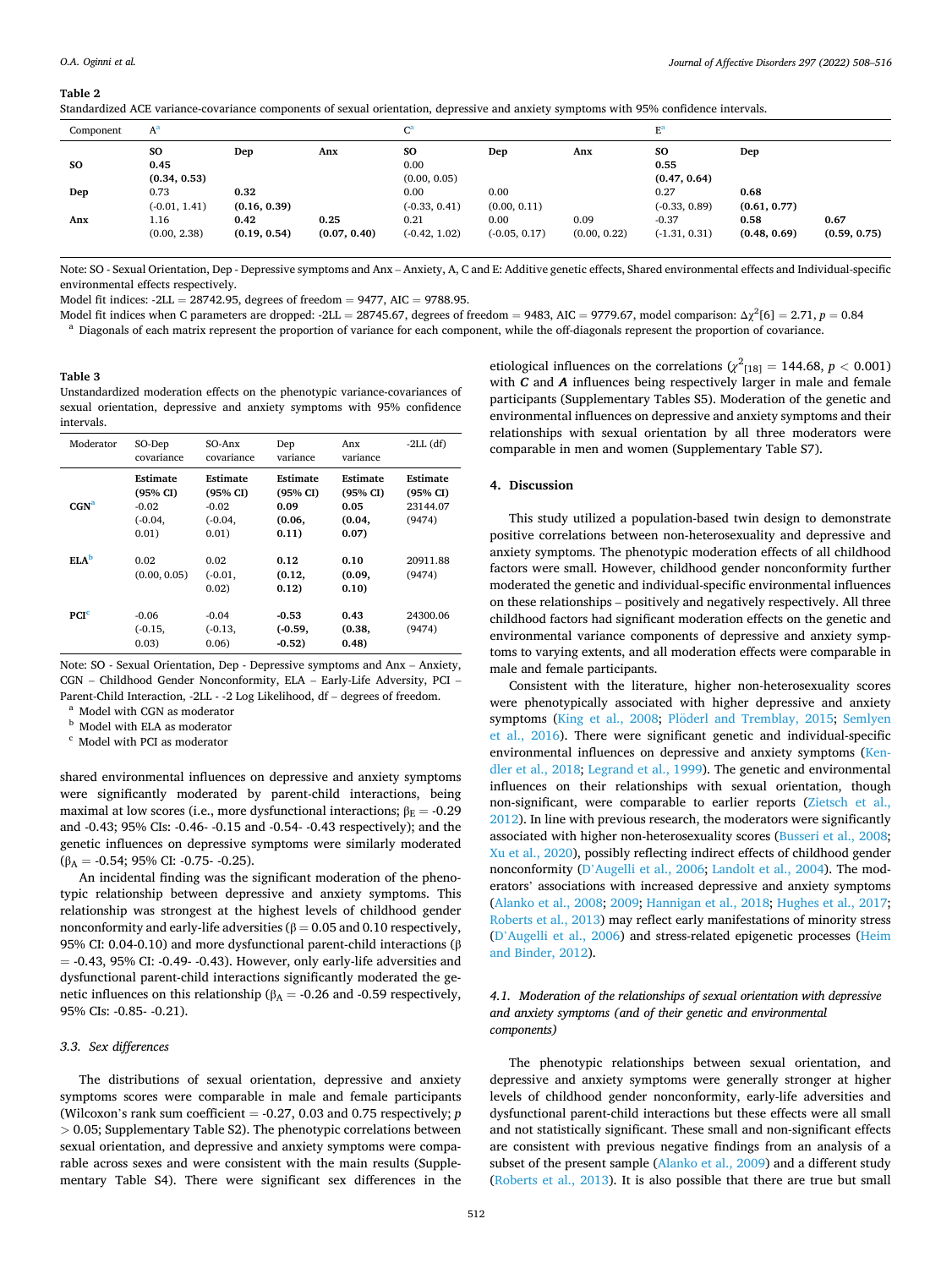**Table 2**
Standardized ACE variance-covariance components of sexual orientation, depressive and anxiety symptoms with 95% confidence intervals.

| Component | A[a] | | | C[a] | | | E[a] | | |
|---|---|---|---|---|---|---|---|---|---|
| | SO | Dep | Anx | SO | Dep | Anx | SO | Dep | |
| **SO** | **0.45** **(0.34, 0.53)** | | | 0.00 (0.00, 0.05) | | | **0.55** **(0.47, 0.64)** | | |
| **Dep** | 0.73 (-0.01, 1.41) | **0.32** **(0.16, 0.39)** | | 0.00 (-0.33, 0.41) | 0.00 (0.00, 0.11) | | 0.27 (-0.33, 0.89) | **0.68** **(0.61, 0.77)** | |
| **Anx** | 1.16 (0.00, 2.38) | **0.42** **(0.19, 0.54)** | **0.25** **(0.07, 0.40)** | 0.21 (-0.42, 1.02) | 0.00 (-0.05, 0.17) | 0.09 (0.00, 0.22) | -0.37 (-1.31, 0.31) | **0.58** **(0.48, 0.69)** | **0.67** **(0.59, 0.75)** |

Note: SO - Sexual Orientation, Dep - Depressive symptoms and Anx – Anxiety, A, C and E: Additive genetic effects, Shared environmental effects and Individual-specific environmental effects respectively.
Model fit indices: -2LL = 28742.95, degrees of freedom = 9477, AIC = 9788.95.
Model fit indices when C parameters are dropped: -2LL = 28745.67, degrees of freedom = 9483, AIC = 9779.67, model comparison: $\Delta\chi^2[6] = 2.71$, $p = 0.84$
[a] Diagonals of each matrix represent the proportion of variance for each component, while the off-diagonals represent the proportion of covariance.

**Table 3**
Unstandardized moderation effects on the phenotypic variance-covariances of sexual orientation, depressive and anxiety symptoms with 95% confidence intervals.

| Moderator | SO-Dep covariance | SO-Anx covariance | Dep variance | Anx variance | -2LL (df) |
|---|---|---|---|---|---|
| | **Estimate (95% CI)** | **Estimate (95% CI)** | **Estimate (95% CI)** | **Estimate (95% CI)** | **Estimate (95% CI)** |
| **CGN**[a] | -0.02 (-0.04, 0.01) | -0.02 (-0.04, 0.01) | **0.09 (0.06, 0.11)** | **0.05 (0.04, 0.07)** | 23144.07 (9474) |
| **ELA**[b] | 0.02 (0.00, 0.05) | 0.02 (-0.01, 0.02) | **0.12 (0.12, 0.12)** | **0.10 (0.09, 0.10)** | 20911.88 (9474) |
| **PCI**[c] | -0.06 (-0.15, 0.03) | -0.04 (-0.13, 0.06) | **-0.53 (-0.59, -0.52)** | **0.43 (0.38, 0.48)** | 24300.06 (9474) |

Note: SO - Sexual Orientation, Dep - Depressive symptoms and Anx – Anxiety, CGN – Childhood Gender Nonconformity, ELA – Early-Life Adversity, PCI – Parent-Child Interaction, -2LL - -2 Log Likelihood, df – degrees of freedom.
[a] Model with CGN as moderator
[b] Model with ELA as moderator
[c] Model with PCI as moderator

shared environmental influences on depressive and anxiety symptoms were significantly moderated by parent-child interactions, being maximal at low scores (i.e., more dysfunctional interactions; $\beta_E = -0.29$ and -0.43; 95% CIs: -0.46- -0.15 and -0.54- -0.43 respectively); and the genetic influences on depressive symptoms were similarly moderated ($\beta_A = -0.54$; 95% CI: -0.75- -0.25).

An incidental finding was the significant moderation of the phenotypic relationship between depressive and anxiety symptoms. This relationship was strongest at the highest levels of childhood gender nonconformity and early-life adversities ($\beta = 0.05$ and 0.10 respectively, 95% CI: 0.04-0.10) and more dysfunctional parent-child interactions ($\beta = -0.43$, 95% CI: -0.49- -0.43). However, only early-life adversities and dysfunctional parent-child interactions significantly moderated the genetic influences on this relationship ($\beta_A = -0.26$ and -0.59 respectively, 95% CIs: -0.85- -0.21).

### 3.3. Sex differences

The distributions of sexual orientation, depressive and anxiety symptoms scores were comparable in male and female participants (Wilcoxon's rank sum coefficient = -0.27, 0.03 and 0.75 respectively; $p > 0.05$; Supplementary Table S2). The phenotypic correlations between sexual orientation, and depressive and anxiety symptoms were comparable across sexes and were consistent with the main results (Supplementary Table S4). There were significant sex differences in the etiological influences on the correlations ($\chi^2_{[18]} = 144.68$, $p < 0.001$) with ***C*** and ***A*** influences being respectively larger in male and female participants (Supplementary Tables S5). Moderation of the genetic and environmental influences on depressive and anxiety symptoms and their relationships with sexual orientation by all three moderators were comparable in men and women (Supplementary Table S7).

## 4. Discussion

This study utilized a population-based twin design to demonstrate positive correlations between non-heterosexuality and depressive and anxiety symptoms. The phenotypic moderation effects of all childhood factors were small. However, childhood gender nonconformity further moderated the genetic and individual-specific environmental influences on these relationships – positively and negatively respectively. All three childhood factors had significant moderation effects on the genetic and environmental variance components of depressive and anxiety symptoms to varying extents, and all moderation effects were comparable in male and female participants.

Consistent with the literature, higher non-heterosexuality scores were phenotypically associated with higher depressive and anxiety symptoms (King et al., 2008; Plöderl and Tremblay, 2015; Semlyen et al., 2016). There were significant genetic and individual-specific environmental influences on depressive and anxiety symptoms (Kendler et al., 2018; Legrand et al., 1999). The genetic and environmental influences on their relationships with sexual orientation, though non-significant, were comparable to earlier reports (Zietsch et al., 2012). In line with previous research, the moderators were significantly associated with higher non-heterosexuality scores (Busseri et al., 2008; Xu et al., 2020), possibly reflecting indirect effects of childhood gender nonconformity (D'Augelli et al., 2006; Landolt et al., 2004). The moderators' associations with increased depressive and anxiety symptoms (Alanko et al., 2008; 2009; Hannigan et al., 2018; Hughes et al., 2017; Roberts et al., 2013) may reflect early manifestations of minority stress (D'Augelli et al., 2006) and stress-related epigenetic processes (Heim and Binder, 2012).

### 4.1. Moderation of the relationships of sexual orientation with depressive and anxiety symptoms (and of their genetic and environmental components)

The phenotypic relationships between sexual orientation, and depressive and anxiety symptoms were generally stronger at higher levels of childhood gender nonconformity, early-life adversities and dysfunctional parent-child interactions but these effects were all small and not statistically significant. These small and non-significant effects are consistent with previous negative findings from an analysis of a subset of the present sample (Alanko et al., 2009) and a different study (Roberts et al., 2013). It is also possible that there are true but small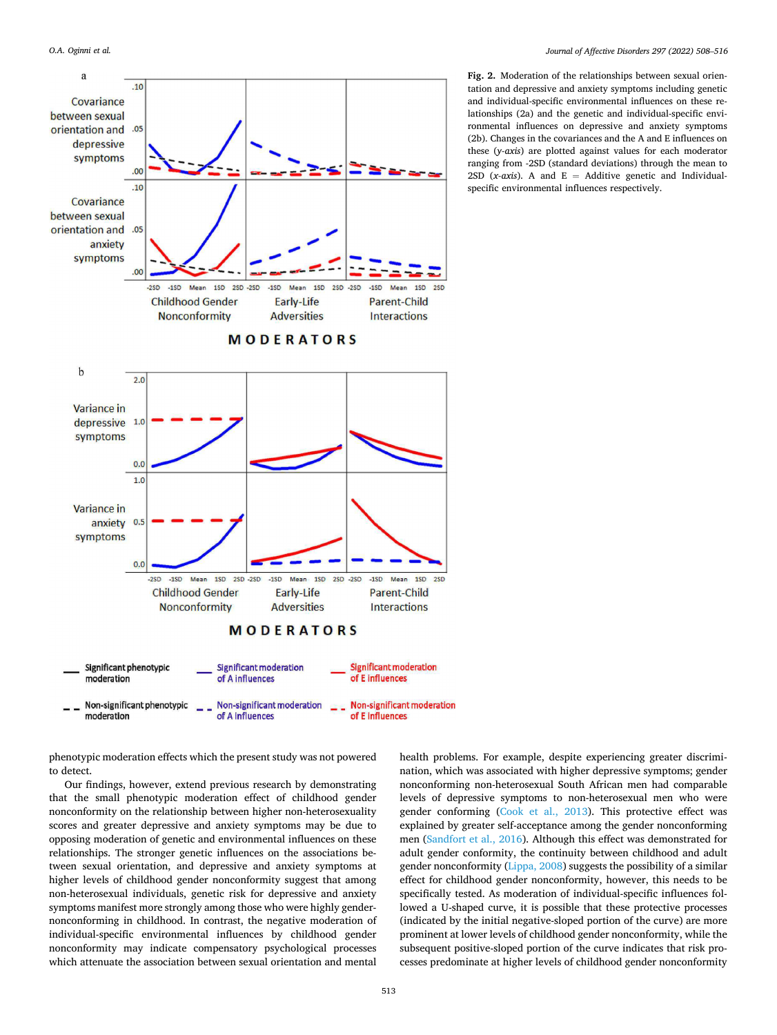**Fig. 2.** Moderation of the relationships between sexual orientation and depressive and anxiety symptoms including genetic and individual-specific environmental influences on these relationships (2a) and the genetic and individual-specific environmental influences on depressive and anxiety symptoms (2b). Changes in the covariances and the A and E influences on these (*y-axis*) are plotted against values for each moderator ranging from -2SD (standard deviations) through the mean to 2SD (*x-axis*). A and E = Additive genetic and Individual-specific environmental influences respectively.

phenotypic moderation effects which the present study was not powered to detect.

Our findings, however, extend previous research by demonstrating that the small phenotypic moderation effect of childhood gender nonconformity on the relationship between higher non-heterosexuality scores and greater depressive and anxiety symptoms may be due to opposing moderation of genetic and environmental influences on these relationships. The stronger genetic influences on the associations between sexual orientation, and depressive and anxiety symptoms at higher levels of childhood gender nonconformity suggest that among non-heterosexual individuals, genetic risk for depressive and anxiety symptoms manifest more strongly among those who were highly gender-nonconforming in childhood. In contrast, the negative moderation of individual-specific environmental influences by childhood gender nonconformity may indicate compensatory psychological processes which attenuate the association between sexual orientation and mental health problems. For example, despite experiencing greater discrimination, which was associated with higher depressive symptoms; gender nonconforming non-heterosexual South African men had comparable levels of depressive symptoms to non-heterosexual men who were gender conforming (Cook et al., 2013). This protective effect was explained by greater self-acceptance among the gender nonconforming men (Sandfort et al., 2016). Although this effect was demonstrated for adult gender conformity, the continuity between childhood and adult gender nonconformity (Lippa, 2008) suggests the possibility of a similar effect for childhood gender nonconformity, however, this needs to be specifically tested. As moderation of individual-specific influences followed a U-shaped curve, it is possible that these protective processes (indicated by the initial negative-sloped portion of the curve) are more prominent at lower levels of childhood gender nonconformity, while the subsequent positive-sloped portion of the curve indicates that risk processes predominate at higher levels of childhood gender nonconformity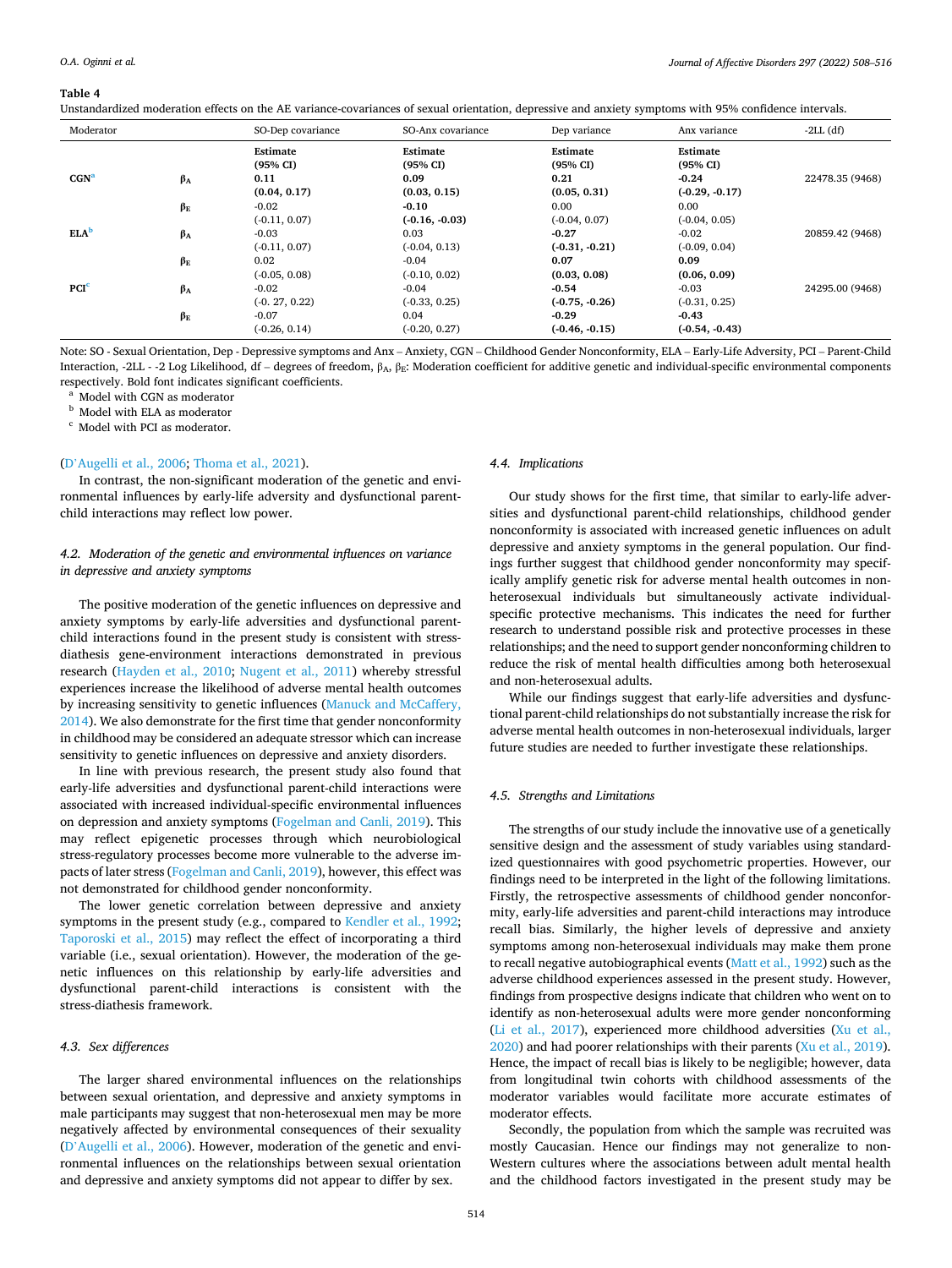**Table 4**

Unstandardized moderation effects on the AE variance-covariances of sexual orientation, depressive and anxiety symptoms with 95% confidence intervals.

| Moderator | | SO-Dep covariance | SO-Anx covariance | Dep variance | Anx variance | -2LL (df) |
|---|---|---|---|---|---|---|
| | | Estimate (95% CI) | Estimate (95% CI) | Estimate (95% CI) | Estimate (95% CI) | |
| **CGN**[a] | $\beta_A$ | **0.11 (0.04, 0.17)** | **0.09 (0.03, 0.15)** | **0.21 (0.05, 0.31)** | **-0.24 (-0.29, -0.17)** | 22478.35 (9468) |
| | $\beta_E$ | -0.02 (-0.11, 0.07) | **-0.10 (-0.16, -0.03)** | 0.00 (-0.04, 0.07) | 0.00 (-0.04, 0.05) | |
| **ELA**[b] | $\beta_A$ | -0.03 (-0.11, 0.07) | 0.03 (-0.04, 0.13) | **-0.27 (-0.31, -0.21)** | -0.02 (-0.09, 0.04) | 20859.42 (9468) |
| | $\beta_E$ | 0.02 (-0.05, 0.08) | -0.04 (-0.10, 0.02) | **0.07 (0.03, 0.08)** | **0.09 (0.06, 0.09)** | |
| **PCI**[c] | $\beta_A$ | -0.02 (-0. 27, 0.22) | -0.04 (-0.33, 0.25) | **-0.54 (-0.75, -0.26)** | -0.03 (-0.31, 0.25) | 24295.00 (9468) |
| | $\beta_E$ | -0.07 (-0.26, 0.14) | 0.04 (-0.20, 0.27) | **-0.29 (-0.46, -0.15)** | **-0.43 (-0.54, -0.43)** | |

Note: SO - Sexual Orientation, Dep - Depressive symptoms and Anx – Anxiety, CGN – Childhood Gender Nonconformity, ELA – Early-Life Adversity, PCI – Parent-Child Interaction, -2LL - -2 Log Likelihood, df – degrees of freedom, $\beta_A$, $\beta_E$: Moderation coefficient for additive genetic and individual-specific environmental components respectively. Bold font indicates significant coefficients.

[a] Model with CGN as moderator

[b] Model with ELA as moderator

[c] Model with PCI as moderator.

(D'Augelli et al., 2006; Thoma et al., 2021).

In contrast, the non-significant moderation of the genetic and environmental influences by early-life adversity and dysfunctional parent-child interactions may reflect low power.

### 4.2. Moderation of the genetic and environmental influences on variance in depressive and anxiety symptoms

The positive moderation of the genetic influences on depressive and anxiety symptoms by early-life adversities and dysfunctional parent-child interactions found in the present study is consistent with stress-diathesis gene-environment interactions demonstrated in previous research (Hayden et al., 2010; Nugent et al., 2011) whereby stressful experiences increase the likelihood of adverse mental health outcomes by increasing sensitivity to genetic influences (Manuck and McCaffery, 2014). We also demonstrate for the first time that gender nonconformity in childhood may be considered an adequate stressor which can increase sensitivity to genetic influences on depressive and anxiety disorders.

In line with previous research, the present study also found that early-life adversities and dysfunctional parent-child interactions were associated with increased individual-specific environmental influences on depression and anxiety symptoms (Fogelman and Canli, 2019). This may reflect epigenetic processes through which neurobiological stress-regulatory processes become more vulnerable to the adverse impacts of later stress (Fogelman and Canli, 2019), however, this effect was not demonstrated for childhood gender nonconformity.

The lower genetic correlation between depressive and anxiety symptoms in the present study (e.g., compared to Kendler et al., 1992; Taporoski et al., 2015) may reflect the effect of incorporating a third variable (i.e., sexual orientation). However, the moderation of the genetic influences on this relationship by early-life adversities and dysfunctional parent-child interactions is consistent with the stress-diathesis framework.

### 4.3. Sex differences

The larger shared environmental influences on the relationships between sexual orientation, and depressive and anxiety symptoms in male participants may suggest that non-heterosexual men may be more negatively affected by environmental consequences of their sexuality (D'Augelli et al., 2006). However, moderation of the genetic and environmental influences on the relationships between sexual orientation and depressive and anxiety symptoms did not appear to differ by sex.

### 4.4. Implications

Our study shows for the first time, that similar to early-life adversities and dysfunctional parent-child relationships, childhood gender nonconformity is associated with increased genetic influences on adult depressive and anxiety symptoms in the general population. Our findings further suggest that childhood gender nonconformity may specifically amplify genetic risk for adverse mental health outcomes in non-heterosexual individuals but simultaneously activate individual-specific protective mechanisms. This indicates the need for further research to understand possible risk and protective processes in these relationships; and the need to support gender nonconforming children to reduce the risk of mental health difficulties among both heterosexual and non-heterosexual adults.

While our findings suggest that early-life adversities and dysfunctional parent-child relationships do not substantially increase the risk for adverse mental health outcomes in non-heterosexual individuals, larger future studies are needed to further investigate these relationships.

### 4.5. Strengths and Limitations

The strengths of our study include the innovative use of a genetically sensitive design and the assessment of study variables using standardized questionnaires with good psychometric properties. However, our findings need to be interpreted in the light of the following limitations. Firstly, the retrospective assessments of childhood gender nonconformity, early-life adversities and parent-child interactions may introduce recall bias. Similarly, the higher levels of depressive and anxiety symptoms among non-heterosexual individuals may make them prone to recall negative autobiographical events (Matt et al., 1992) such as the adverse childhood experiences assessed in the present study. However, findings from prospective designs indicate that children who went on to identify as non-heterosexual adults were more gender nonconforming (Li et al., 2017), experienced more childhood adversities (Xu et al., 2020) and had poorer relationships with their parents (Xu et al., 2019). Hence, the impact of recall bias is likely to be negligible; however, data from longitudinal twin cohorts with childhood assessments of the moderator variables would facilitate more accurate estimates of moderator effects.

Secondly, the population from which the sample was recruited was mostly Caucasian. Hence our findings may not generalize to non-Western cultures where the associations between adult mental health and the childhood factors investigated in the present study may be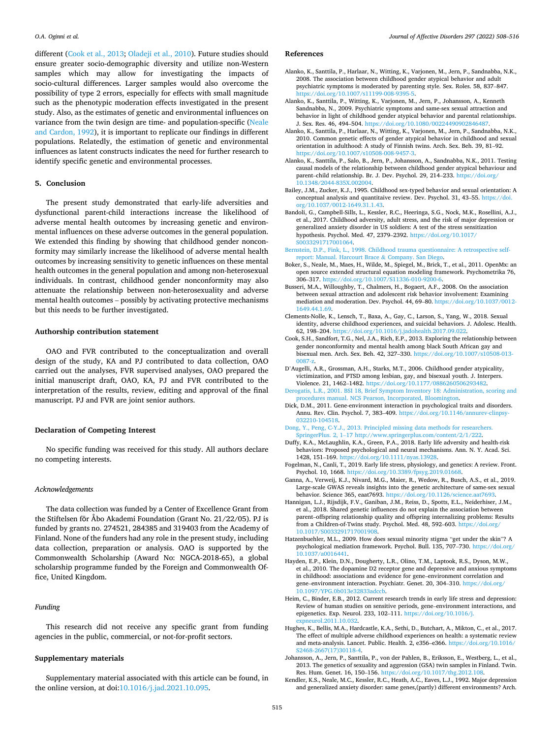different (Cook et al., 2013; Oladeji et al., 2010). Future studies should ensure greater socio-demographic diversity and utilize non-Western samples which may allow for investigating the impacts of socio-cultural differences. Larger samples would also overcome the possibility of type 2 errors, especially for effects with small magnitude such as the phenotypic moderation effects investigated in the present study. Also, as the estimates of genetic and environmental influences on variance from the twin design are time- and population-specific (Neale and Cardon, 1992), it is important to replicate our findings in different populations. Relatedly, the estimation of genetic and environmental influences as latent constructs indicates the need for further research to identify specific genetic and environmental processes.

## 5. Conclusion

The present study demonstrated that early-life adversities and dysfunctional parent-child interactions increase the likelihood of adverse mental health outcomes by increasing genetic and environmental influences on these adverse outcomes in the general population. We extended this finding by showing that childhood gender nonconformity may similarly increase the likelihood of adverse mental health outcomes by increasing sensitivity to genetic influences on these mental health outcomes in the general population and among non-heterosexual individuals. In contrast, childhood gender nonconformity may also attenuate the relationship between non-heterosexuality and adverse mental health outcomes – possibly by activating protective mechanisms but this needs to be further investigated.

## Authorship contribution statement

OAO and FVR contributed to the conceptualization and overall design of the study, KA and PJ contributed to data collection, OAO carried out the analyses, FVR supervised analyses, OAO prepared the initial manuscript draft, OAO, KA, PJ and FVR contributed to the interpretation of the results, review, editing and approval of the final manuscript. PJ and FVR are joint senior authors.

## Declaration of Competing Interest

No specific funding was received for this study. All authors declare no competing interests.

### *Acknowledgements*

The data collection was funded by a Center of Excellence Grant from the Stiftelsen för Åbo Akademi Foundation (Grant No. 21/22/05). PJ is funded by grants no. 274521, 284385 and 319403 from the Academy of Finland. None of the funders had any role in the present study, including data collection, preparation or analysis. OAO is supported by the Commonwealth Scholarship (Award No: NGCA-2018-65), a global scholarship programme funded by the Foreign and Commonwealth Office, United Kingdom.

### *Funding*

This research did not receive any specific grant from funding agencies in the public, commercial, or not-for-profit sectors.

## Supplementary materials

Supplementary material associated with this article can be found, in the online version, at doi:10.1016/j.jad.2021.10.095.

## References

Alanko, K., Santtila, P., Harlaar, N., Witting, K., Varjonen, M., Jern, P., Sandnabba, N.K., 2008. The association between childhood gender atypical behavior and adult psychiatric symptoms is moderated by parenting style. Sex. Roles. 58, 837–847. https://doi.org/10.1007/s11199-008-9395-5.

Alanko, K., Santtila, P., Witting, K., Varjonen, M., Jern, P., Johansson, A., Kenneth Sandnabba, N., 2009. Psychiatric symptoms and same-sex sexual attraction and behavior in light of childhood gender atypical behavior and parental relationships. J. Sex. Res. 46, 494–504. https://doi.org/10.1080/00224490902846487.

Alanko, K., Santtila, P., Harlaar, N., Witting, K., Varjonen, M., Jern, P., Sandnabba, N.K., 2010. Common genetic effects of gender atypical behavior in childhood and sexual orientation in adulthood: A study of Finnish twins. Arch. Sex. Beh. 39, 81–92. https://doi.org/10.1007/s10508-008-9457-3.

Alanko, K., Santtila, P., Salo, B., Jern, P., Johansson, A., Sandnabba, N.K., 2011. Testing causal models of the relationship between childhood gender atypical behaviour and parent–child relationship. Br. J. Dev. Psychol. 29, 214–233. https://doi.org/10.1348/2044-835X.002004.

Bailey, J.M., Zucker, K.J., 1995. Childhood sex-typed behavior and sexual orientation: A conceptual analysis and quantitative review. Dev. Psychol. 31, 43–55. https://doi.org/10.1037/0012-1649.31.1.43.

Bandoli, G., Campbell-Sills, L., Kessler, R.C., Heeringa, S.G., Nock, M.K., Rosellini, A.J., et al., 2017. Childhood adversity, adult stress, and the risk of major depression or generalized anxiety disorder in US soldiers: A test of the stress sensitization hypothesis. Psychol. Med. 47, 2379–2392. https://doi.org/10.1017/S0033291717001064.

Bernstein, D.P., Fink, L., 1998. Childhood trauma questionnaire: A retrospective self-report: Manual. Harcourt Brace & Company. San Diego.

Boker, S., Neale, M., Maes, H., Wilde, M., Spiegel, M., Brick, T., et al., 2011. OpenMx: an open source extended structural equation modeling framework. Psychometrika 76, 306–317. https://doi.org/10.1007/S11336-010-9200-6.

Busseri, M.A., Willoughby, T., Chalmers, H., Bogaert, A.F., 2008. On the association between sexual attraction and adolescent risk behavior involvement: Examining mediation and moderation. Dev. Psychol. 44, 69–80. https://doi.org/10.1037/0012-1649.44.1.69.

Clements-Nolle, K., Lensch, T., Baxa, A., Gay, C., Larson, S., Yang, W., 2018. Sexual identity, adverse childhood experiences, and suicidal behaviors. J. Adolesc. Health. 62, 198–204. https://doi.org/10.1016/j.jadohealth.2017.09.022.

Cook, S.H., Sandfort, T.G., Nel, J.A., Rich, E.P., 2013. Exploring the relationship between gender nonconformity and mental health among black South African gay and bisexual men. Arch. Sex. Beh. 42, 327–330. https://doi.org/10.1007/s10508-013-0087-z.

D'Augelli, A.R., Grossman, A.H., Starks, M.T., 2006. Childhood gender atypicality, victimization, and PTSD among lesbian, gay, and bisexual youth. J. Interpers. Violence. 21, 1462–1482. https://doi.org/10.1177/0886260506293482.

Derogatis, L.R., 2001. BSI 18, Brief Symptom Inventory 18: Administration, scoring and procedures manual. NCS Pearson, Incorporated, Bloomington.

Dick, D.M., 2011. Gene-environment interaction in psychological traits and disorders. Annu. Rev. Clin. Psychol. 7, 383–409. https://doi.org/10.1146/annurev-clinpsy-032210-104518.

Dong, Y., Peng, C-Y.J., 2013. Principled missing data methods for researchers. SpringerPlus. 2, 1–17 http://www.springerplus.com/content/2/1/222.

Duffy, K.A., McLaughlin, K.A., Green, P.A., 2018. Early life adversity and health-risk behaviors: Proposed psychological and neural mechanisms. Ann. N. Y. Acad. Sci. 1428, 151–169. https://doi.org/10.1111/nyas.13928.

Fogelman, N., Canli, T., 2019. Early life stress, physiology, and genetics: A review. Front. Psychol. 10, 1668. https://doi.org/10.3389/fpsyg.2019.01668.

Ganna, A., Verweij, K.J., Nivard, M.G., Maier, R., Wedow, R., Busch, A.S., et al., 2019. Large-scale GWAS reveals insights into the genetic architecture of same-sex sexual behavior. Science 365, eaat7693. https://doi.org/10.1126/science.aat7693.

Hannigan, L.J., Rijsdijk, F.V., Ganiban, J.M., Reiss, D., Spotts, E.L., Neiderhiser, J.M., et al., 2018. Shared genetic influences do not explain the association between parent–offspring relationship quality and offspring internalizing problems: Results from a Children-of-Twins study. Psychol. Med. 48, 592–603. https://doi.org/10.1017/S0033291717001908.

Hatzenbuehler, M.L., 2009. How does sexual minority stigma "get under the skin"? A psychological mediation framework. Psychol. Bull. 135, 707–730. https://doi.org/10.1037/a0016441.

Hayden, E.P., Klein, D.N., Dougherty, L.R., Olino, T.M., Laptook, R.S., Dyson, M.W., et al., 2010. The dopamine D2 receptor gene and depressive and anxious symptoms in childhood: associations and evidence for gene–environment correlation and gene–environment interaction. Psychiatr. Genet. 20, 304–310. https://doi.org/10.1097/YPG.0b013e32833adccb.

Heim, C., Binder, E.B., 2012. Current research trends in early life stress and depression: Review of human studies on sensitive periods, gene–environment interactions, and epigenetics. Exp. Neurol. 233, 102–111. https://doi.org/10.1016/j.expneurol.2011.10.032.

Hughes, K., Bellis, M.A., Hardcastle, K.A., Sethi, D., Butchart, A., Mikton, C., et al., 2017. The effect of multiple adverse childhood experiences on health: a systematic review and meta-analysis. Lancet. Public. Health. 2, e356–e366. https://doi.org/10.1016/S2468-2667(17)30118-4.

Johansson, A., Jern, P., Santtila, P., von der Pahlen, B., Eriksson, E., Westberg, L., et al., 2013. The genetics of sexuality and aggression (GSA) twin samples in Finland. Twin. Res. Hum. Genet. 16, 150–156. https://doi.org/10.1017/thg.2012.108.

Kendler, K.S., Neale, M.C., Kessler, R.C., Heath, A.C., Eaves, L.J., 1992. Major depression and generalized anxiety disorder: same genes,(partly) different environments? Arch.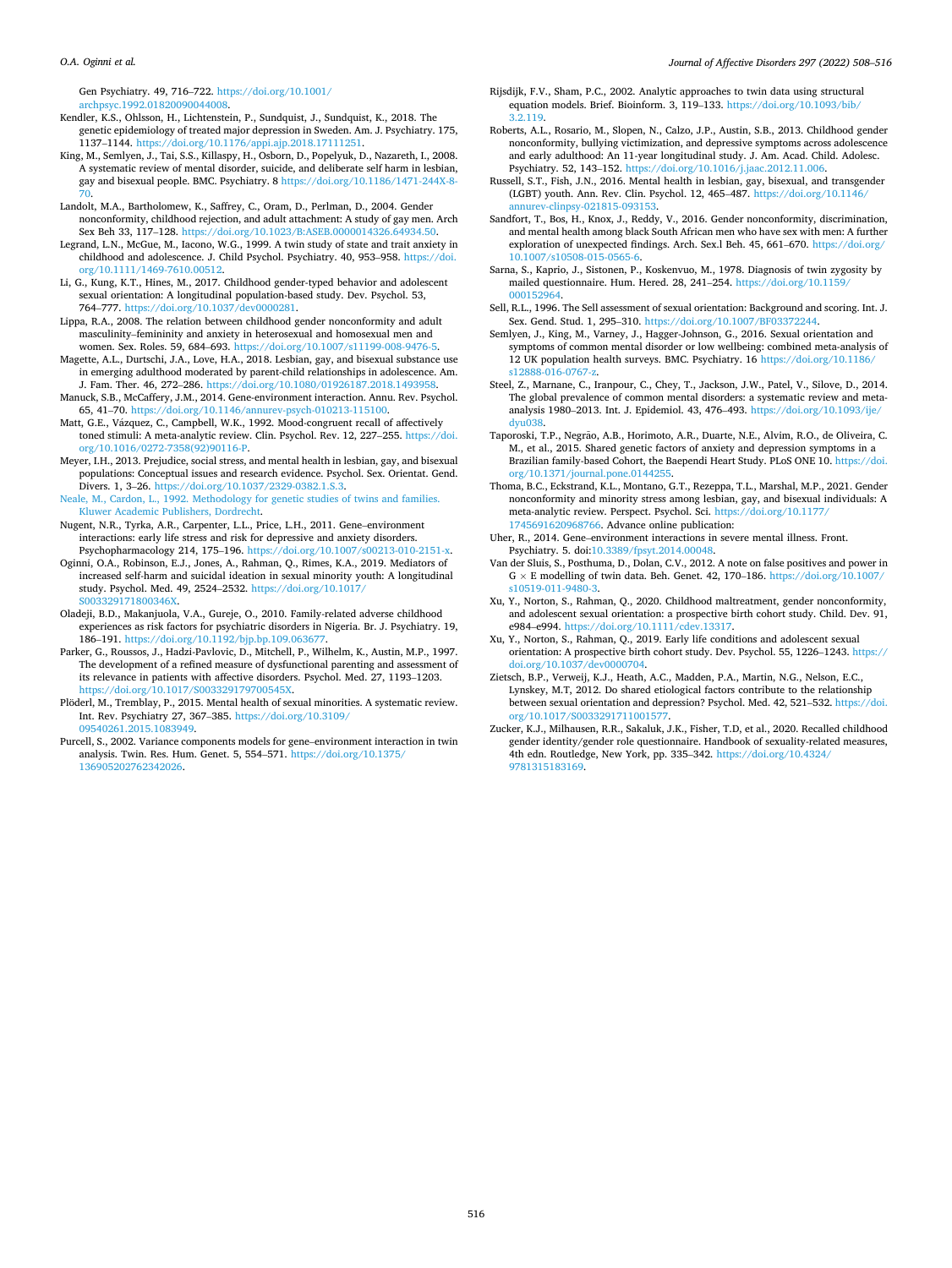Gen Psychiatry. 49, 716–722. https://doi.org/10.1001/archpsyc.1992.01820090044008.

Kendler, K.S., Ohlsson, H., Lichtenstein, P., Sundquist, J., Sundquist, K., 2018. The genetic epidemiology of treated major depression in Sweden. Am. J. Psychiatry. 175, 1137–1144. https://doi.org/10.1176/appi.ajp.2018.17111251.

King, M., Semlyen, J., Tai, S.S., Killaspy, H., Osborn, D., Popelyuk, D., Nazareth, I., 2008. A systematic review of mental disorder, suicide, and deliberate self harm in lesbian, gay and bisexual people. BMC. Psychiatry. 8 https://doi.org/10.1186/1471-244X-8-70.

Landolt, M.A., Bartholomew, K., Saffrey, C., Oram, D., Perlman, D., 2004. Gender nonconformity, childhood rejection, and adult attachment: A study of gay men. Arch Sex Beh 33, 117–128. https://doi.org/10.1023/B:ASEB.0000014326.64934.50.

Legrand, L.N., McGue, M., Iacono, W.G., 1999. A twin study of state and trait anxiety in childhood and adolescence. J. Child Psychol. Psychiatry. 40, 953–958. https://doi.org/10.1111/1469-7610.00512.

Li, G., Kung, K.T., Hines, M., 2017. Childhood gender-typed behavior and adolescent sexual orientation: A longitudinal population-based study. Dev. Psychol. 53, 764–777. https://doi.org/10.1037/dev0000281.

Lippa, R.A., 2008. The relation between childhood gender nonconformity and adult masculinity–femininity and anxiety in heterosexual and homosexual men and women. Sex. Roles. 59, 684–693. https://doi.org/10.1007/s11199-008-9476-5.

Magette, A.L., Durtschi, J.A., Love, H.A., 2018. Lesbian, gay, and bisexual substance use in emerging adulthood moderated by parent-child relationships in adolescence. Am. J. Fam. Ther. 46, 272–286. https://doi.org/10.1080/01926187.2018.1493958.

Manuck, S.B., McCaffery, J.M., 2014. Gene-environment interaction. Annu. Rev. Psychol. 65, 41–70. https://doi.org/10.1146/annurev-psych-010213-115100.

Matt, G.E., Vázquez, C., Campbell, W.K., 1992. Mood-congruent recall of affectively toned stimuli: A meta-analytic review. Clin. Psychol. Rev. 12, 227–255. https://doi.org/10.1016/0272-7358(92)90116-P.

Meyer, I.H., 2013. Prejudice, social stress, and mental health in lesbian, gay, and bisexual populations: Conceptual issues and research evidence. Psychol. Sex. Orientat. Gend. Divers. 1, 3–26. https://doi.org/10.1037/2329-0382.1.S.3.

Neale, M., Cardon, L., 1992. Methodology for genetic studies of twins and families. Kluwer Academic Publishers, Dordrecht.

Nugent, N.R., Tyrka, A.R., Carpenter, L.L., Price, L.H., 2011. Gene–environment interactions: early life stress and risk for depressive and anxiety disorders. Psychopharmacology 214, 175–196. https://doi.org/10.1007/s00213-010-2151-x.

Oginni, O.A., Robinson, E.J., Jones, A., Rahman, Q., Rimes, K.A., 2019. Mediators of increased self-harm and suicidal ideation in sexual minority youth: A longitudinal study. Psychol. Med. 49, 2524–2532. https://doi.org/10.1017/S003329171800346X.

Oladeji, B.D., Makanjuola, V.A., Gureje, O., 2010. Family-related adverse childhood experiences as risk factors for psychiatric disorders in Nigeria. Br. J. Psychiatry. 19, 186–191. https://doi.org/10.1192/bjp.bp.109.063677.

Parker, G., Roussos, J., Hadzi-Pavlovic, D., Mitchell, P., Wilhelm, K., Austin, M.P., 1997. The development of a refined measure of dysfunctional parenting and assessment of its relevance in patients with affective disorders. Psychol. Med. 27, 1193–1203. https://doi.org/10.1017/S003329179700545X.

Plöderl, M., Tremblay, P., 2015. Mental health of sexual minorities. A systematic review. Int. Rev. Psychiatry 27, 367–385. https://doi.org/10.3109/09540261.2015.1083949.

Purcell, S., 2002. Variance components models for gene–environment interaction in twin analysis. Twin. Res. Hum. Genet. 5, 554–571. https://doi.org/10.1375/136905202762342026.

Rijsdijk, F.V., Sham, P.C., 2002. Analytic approaches to twin data using structural equation models. Brief. Bioinform. 3, 119–133. https://doi.org/10.1093/bib/3.2.119.

Roberts, A.L., Rosario, M., Slopen, N., Calzo, J.P., Austin, S.B., 2013. Childhood gender nonconformity, bullying victimization, and depressive symptoms across adolescence and early adulthood: An 11-year longitudinal study. J. Am. Acad. Child. Adolesc. Psychiatry. 52, 143–152. https://doi.org/10.1016/j.jaac.2012.11.006.

Russell, S.T., Fish, J.N., 2016. Mental health in lesbian, gay, bisexual, and transgender (LGBT) youth. Ann. Rev. Clin. Psychol. 12, 465–487. https://doi.org/10.1146/annurev-clinpsy-021815-093153.

Sandfort, T., Bos, H., Knox, J., Reddy, V., 2016. Gender nonconformity, discrimination, and mental health among black South African men who have sex with men: A further exploration of unexpected findings. Arch. Sex.l Beh. 45, 661–670. https://doi.org/10.1007/s10508-015-0565-6.

Sarna, S., Kaprio, J., Sistonen, P., Koskenvuo, M., 1978. Diagnosis of twin zygosity by mailed questionnaire. Hum. Hered. 28, 241–254. https://doi.org/10.1159/000152964.

Sell, R.L., 1996. The Sell assessment of sexual orientation: Background and scoring. Int. J. Sex. Gend. Stud. 1, 295–310. https://doi.org/10.1007/BF03372244.

Semlyen, J., King, M., Varney, J., Hagger-Johnson, G., 2016. Sexual orientation and symptoms of common mental disorder or low wellbeing: combined meta-analysis of 12 UK population health surveys. BMC. Psychiatry. 16 https://doi.org/10.1186/s12888-016-0767-z.

Steel, Z., Marnane, C., Iranpour, C., Chey, T., Jackson, J.W., Patel, V., Silove, D., 2014. The global prevalence of common mental disorders: a systematic review and meta-analysis 1980–2013. Int. J. Epidemiol. 43, 476–493. https://doi.org/10.1093/ije/dyu038.

Taporoski, T.P., Negrão, A.B., Horimoto, A.R., Duarte, N.E., Alvim, R.O., de Oliveira, C. M., et al., 2015. Shared genetic factors of anxiety and depression symptoms in a Brazilian family-based Cohort, the Baependi Heart Study. PLoS ONE 10. https://doi.org/10.1371/journal.pone.0144255.

Thoma, B.C., Eckstrand, K.L., Montano, G.T., Rezeppa, T.L., Marshal, M.P., 2021. Gender nonconformity and minority stress among lesbian, gay, and bisexual individuals: A meta-analytic review. Perspect. Psychol. Sci. https://doi.org/10.1177/1745691620968766. Advance online publication:

Uher, R., 2014. Gene–environment interactions in severe mental illness. Front. Psychiatry. 5. doi:10.3389/fpsyt.2014.00048.

Van der Sluis, S., Posthuma, D., Dolan, C.V., 2012. A note on false positives and power in G × E modelling of twin data. Beh. Genet. 42, 170–186. https://doi.org/10.1007/s10519-011-9480-3.

Xu, Y., Norton, S., Rahman, Q., 2020. Childhood maltreatment, gender nonconformity, and adolescent sexual orientation: a prospective birth cohort study. Child. Dev. 91, e984–e994. https://doi.org/10.1111/cdev.13317.

Xu, Y., Norton, S., Rahman, Q., 2019. Early life conditions and adolescent sexual orientation: A prospective birth cohort study. Dev. Psychol. 55, 1226–1243. https://doi.org/10.1037/dev0000704.

Zietsch, B.P., Verweij, K.J., Heath, A.C., Madden, P.A., Martin, N.G., Nelson, E.C., Lynskey, M.T, 2012. Do shared etiological factors contribute to the relationship between sexual orientation and depression? Psychol. Med. 42, 521–532. https://doi.org/10.1017/S0033291711001577.

Zucker, K.J., Milhausen, R.R., Sakaluk, J.K., Fisher, T.D, et al., 2020. Recalled childhood gender identity/gender role questionnaire. Handbook of sexuality-related measures, 4th edn. Routledge, New York, pp. 335–342. https://doi.org/10.4324/9781315183169.